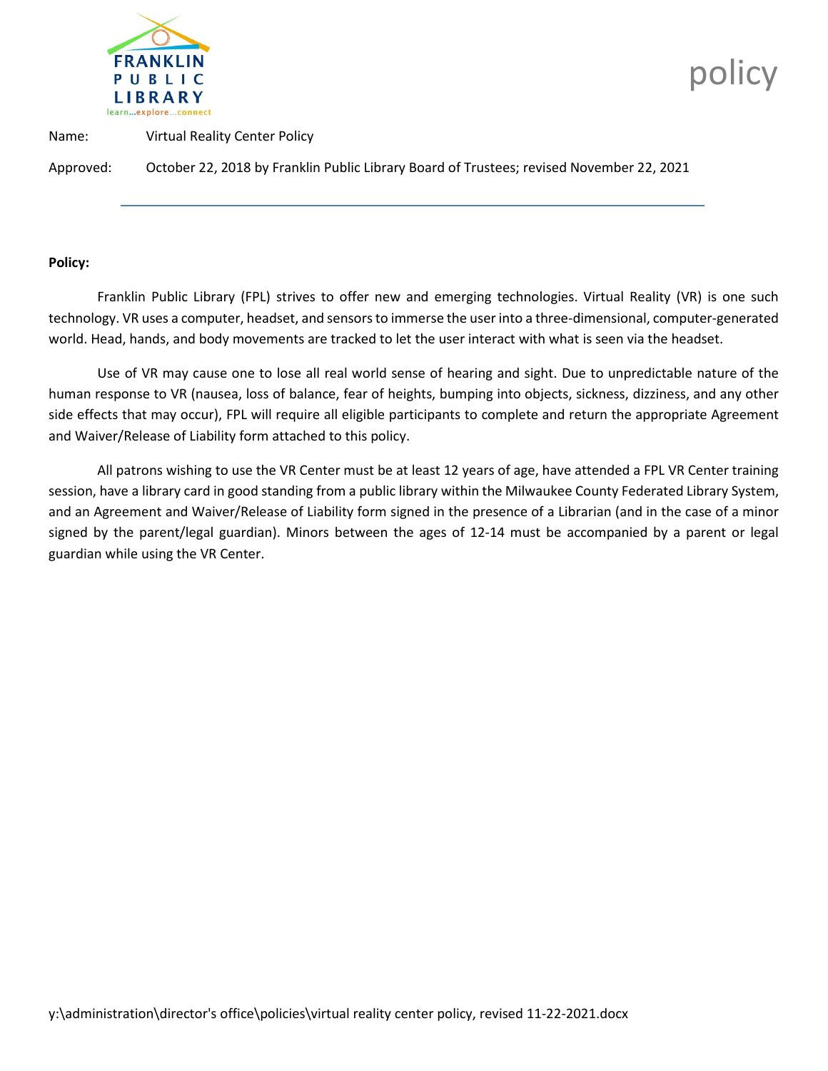FRANKLIN PUBLIC LIBRARY

learn...explore...connect

# policy

Name: Virtual Reality Center Policy

Approved: October 22, 2018 by Franklin Public Library Board of Trustees; revised November 22, 2021

---

**Policy:**

Franklin Public Library (FPL) strives to offer new and emerging technologies. Virtual Reality (VR) is one such technology. VR uses a computer, headset, and sensors to immerse the user into a three-dimensional, computer-generated world. Head, hands, and body movements are tracked to let the user interact with what is seen via the headset.

Use of VR may cause one to lose all real world sense of hearing and sight. Due to unpredictable nature of the human response to VR (nausea, loss of balance, fear of heights, bumping into objects, sickness, dizziness, and any other side effects that may occur), FPL will require all eligible participants to complete and return the appropriate Agreement and Waiver/Release of Liability form attached to this policy.

All patrons wishing to use the VR Center must be at least 12 years of age, have attended a FPL VR Center training session, have a library card in good standing from a public library within the Milwaukee County Federated Library System, and an Agreement and Waiver/Release of Liability form signed in the presence of a Librarian (and in the case of a minor signed by the parent/legal guardian). Minors between the ages of 12-14 must be accompanied by a parent or legal guardian while using the VR Center.

y:\administration\director's office\policies\virtual reality center policy, revised 11-22-2021.docx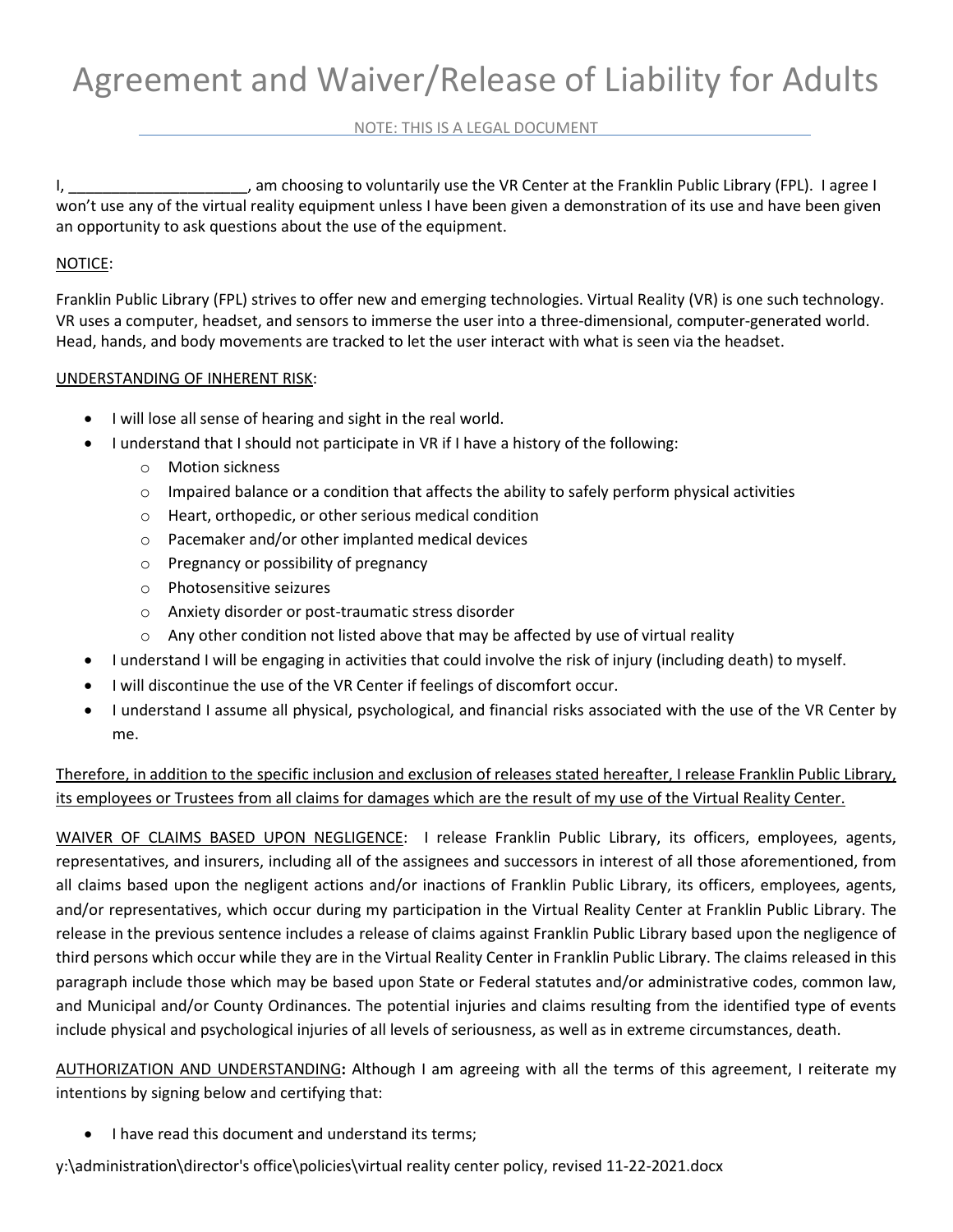# Agreement and Waiver/Release of Liability for Adults

<u>NOTE: THIS IS A LEGAL DOCUMENT</u>

I, _____________________, am choosing to voluntarily use the VR Center at the Franklin Public Library (FPL). I agree I won't use any of the virtual reality equipment unless I have been given a demonstration of its use and have been given an opportunity to ask questions about the use of the equipment.

<u>NOTICE</u>:

Franklin Public Library (FPL) strives to offer new and emerging technologies. Virtual Reality (VR) is one such technology. VR uses a computer, headset, and sensors to immerse the user into a three-dimensional, computer-generated world. Head, hands, and body movements are tracked to let the user interact with what is seen via the headset.

<u>UNDERSTANDING OF INHERENT RISK</u>:

- I will lose all sense of hearing and sight in the real world.
- I understand that I should not participate in VR if I have a history of the following:
  - Motion sickness
  - Impaired balance or a condition that affects the ability to safely perform physical activities
  - Heart, orthopedic, or other serious medical condition
  - Pacemaker and/or other implanted medical devices
  - Pregnancy or possibility of pregnancy
  - Photosensitive seizures
  - Anxiety disorder or post-traumatic stress disorder
  - Any other condition not listed above that may be affected by use of virtual reality
- I understand I will be engaging in activities that could involve the risk of injury (including death) to myself.
- I will discontinue the use of the VR Center if feelings of discomfort occur.
- I understand I assume all physical, psychological, and financial risks associated with the use of the VR Center by me.

<u>Therefore, in addition to the specific inclusion and exclusion of releases stated hereafter, I release Franklin Public Library, its employees or Trustees from all claims for damages which are the result of my use of the Virtual Reality Center.</u>

<u>WAIVER OF CLAIMS BASED UPON NEGLIGENCE</u>: I release Franklin Public Library, its officers, employees, agents, representatives, and insurers, including all of the assignees and successors in interest of all those aforementioned, from all claims based upon the negligent actions and/or inactions of Franklin Public Library, its officers, employees, agents, and/or representatives, which occur during my participation in the Virtual Reality Center at Franklin Public Library. The release in the previous sentence includes a release of claims against Franklin Public Library based upon the negligence of third persons which occur while they are in the Virtual Reality Center in Franklin Public Library. The claims released in this paragraph include those which may be based upon State or Federal statutes and/or administrative codes, common law, and Municipal and/or County Ordinances. The potential injuries and claims resulting from the identified type of events include physical and psychological injuries of all levels of seriousness, as well as in extreme circumstances, death.

<u>AUTHORIZATION AND UNDERSTANDING</u>**:** Although I am agreeing with all the terms of this agreement, I reiterate my intentions by signing below and certifying that:

- I have read this document and understand its terms;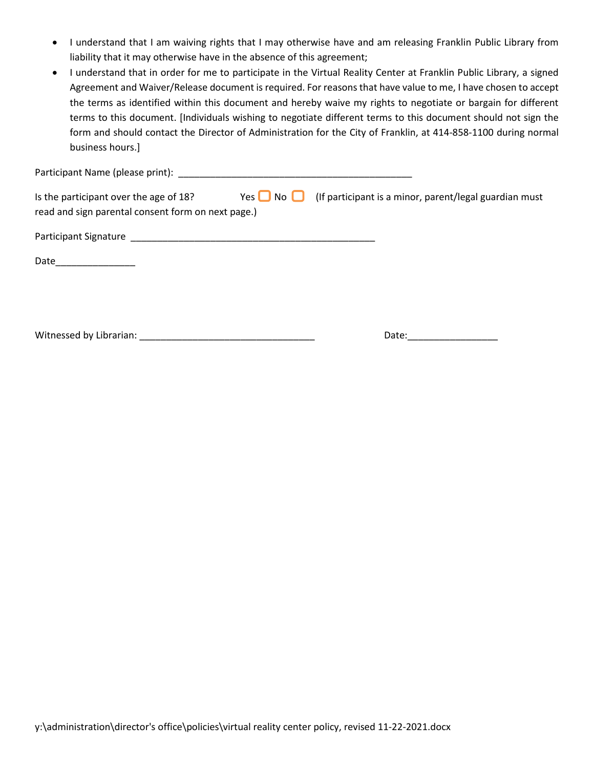- I understand that I am waiving rights that I may otherwise have and am releasing Franklin Public Library from liability that it may otherwise have in the absence of this agreement;
- I understand that in order for me to participate in the Virtual Reality Center at Franklin Public Library, a signed Agreement and Waiver/Release document is required. For reasons that have value to me, I have chosen to accept the terms as identified within this document and hereby waive my rights to negotiate or bargain for different terms to this document. [Individuals wishing to negotiate different terms to this document should not sign the form and should contact the Director of Administration for the City of Franklin, at 414-858-1100 during normal business hours.]

Participant Name (please print): _____________________________________________

Is the participant over the age of 18? Yes ☐ No ☐ (If participant is a minor, parent/legal guardian must read and sign parental consent form on next page.)

Participant Signature _______________________________________________

Date_______________

Witnessed by Librarian: _________________________________ Date:_________________

y:\administration\director's office\policies\virtual reality center policy, revised 11-22-2021.docx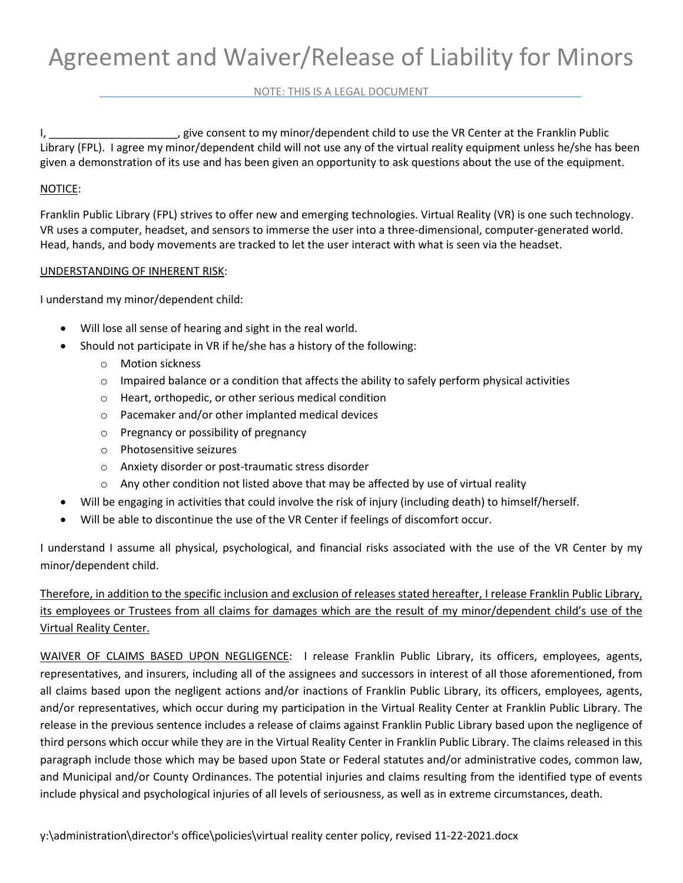# Agreement and Waiver/Release of Liability for Minors

NOTE: THIS IS A LEGAL DOCUMENT

I, _____________________, give consent to my minor/dependent child to use the VR Center at the Franklin Public Library (FPL). I agree my minor/dependent child will not use any of the virtual reality equipment unless he/she has been given a demonstration of its use and has been given an opportunity to ask questions about the use of the equipment.

NOTICE:

Franklin Public Library (FPL) strives to offer new and emerging technologies. Virtual Reality (VR) is one such technology. VR uses a computer, headset, and sensors to immerse the user into a three-dimensional, computer-generated world. Head, hands, and body movements are tracked to let the user interact with what is seen via the headset.

UNDERSTANDING OF INHERENT RISK:

I understand my minor/dependent child:

- Will lose all sense of hearing and sight in the real world.
- Should not participate in VR if he/she has a history of the following:
  - Motion sickness
  - Impaired balance or a condition that affects the ability to safely perform physical activities
  - Heart, orthopedic, or other serious medical condition
  - Pacemaker and/or other implanted medical devices
  - Pregnancy or possibility of pregnancy
  - Photosensitive seizures
  - Anxiety disorder or post-traumatic stress disorder
  - Any other condition not listed above that may be affected by use of virtual reality
- Will be engaging in activities that could involve the risk of injury (including death) to himself/herself.
- Will be able to discontinue the use of the VR Center if feelings of discomfort occur.

I understand I assume all physical, psychological, and financial risks associated with the use of the VR Center by my minor/dependent child.

Therefore, in addition to the specific inclusion and exclusion of releases stated hereafter, I release Franklin Public Library, its employees or Trustees from all claims for damages which are the result of my minor/dependent child's use of the Virtual Reality Center.

WAIVER OF CLAIMS BASED UPON NEGLIGENCE: I release Franklin Public Library, its officers, employees, agents, representatives, and insurers, including all of the assignees and successors in interest of all those aforementioned, from all claims based upon the negligent actions and/or inactions of Franklin Public Library, its officers, employees, agents, and/or representatives, which occur during my participation in the Virtual Reality Center at Franklin Public Library. The release in the previous sentence includes a release of claims against Franklin Public Library based upon the negligence of third persons which occur while they are in the Virtual Reality Center in Franklin Public Library. The claims released in this paragraph include those which may be based upon State or Federal statutes and/or administrative codes, common law, and Municipal and/or County Ordinances. The potential injuries and claims resulting from the identified type of events include physical and psychological injuries of all levels of seriousness, as well as in extreme circumstances, death.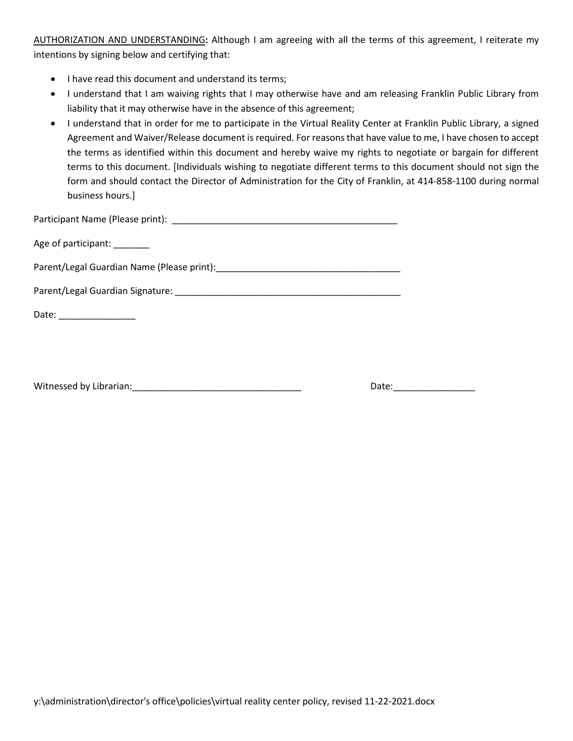<u>AUTHORIZATION AND UNDERSTANDING</u>**:** Although I am agreeing with all the terms of this agreement, I reiterate my intentions by signing below and certifying that:

- I have read this document and understand its terms;
- I understand that I am waiving rights that I may otherwise have and am releasing Franklin Public Library from liability that it may otherwise have in the absence of this agreement;
- I understand that in order for me to participate in the Virtual Reality Center at Franklin Public Library, a signed Agreement and Waiver/Release document is required. For reasons that have value to me, I have chosen to accept the terms as identified within this document and hereby waive my rights to negotiate or bargain for different terms to this document. [Individuals wishing to negotiate different terms to this document should not sign the form and should contact the Director of Administration for the City of Franklin, at 414-858-1100 during normal business hours.]

Participant Name (Please print): ______________________________________________

Age of participant: _______

Parent/Legal Guardian Name (Please print):_____________________________________

Parent/Legal Guardian Signature: ______________________________________________

Date: _______________

Witnessed by Librarian:_________________________________ Date:________________

y:\administration\director's office\policies\virtual reality center policy, revised 11-22-2021.docx